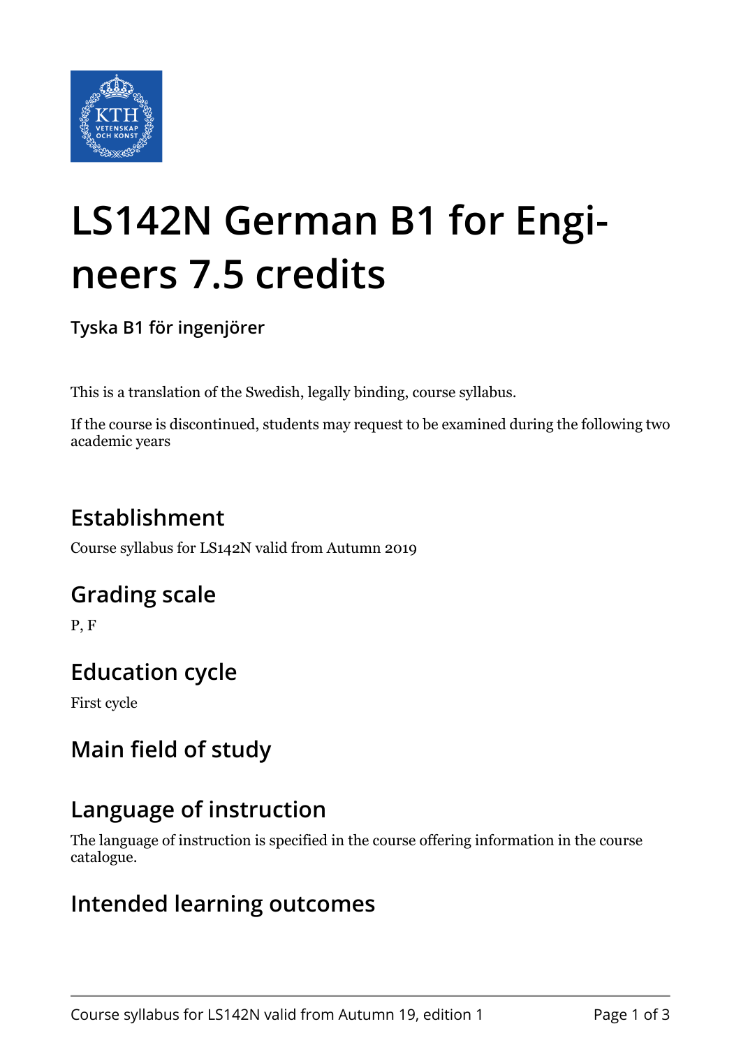# LS142N German B1 for Engineers 7.5 credits

**Tyska B1 för ingenjörer**

This is a translation of the Swedish, legally binding, course syllabus.

If the course is discontinued, students may request to be examined during the following two academic years

## Establishment

Course syllabus for LS142N valid from Autumn 2019

## Grading scale

P, F

## Education cycle

First cycle

## Main field of study

## Language of instruction

The language of instruction is specified in the course offering information in the course catalogue.

## Intended learning outcomes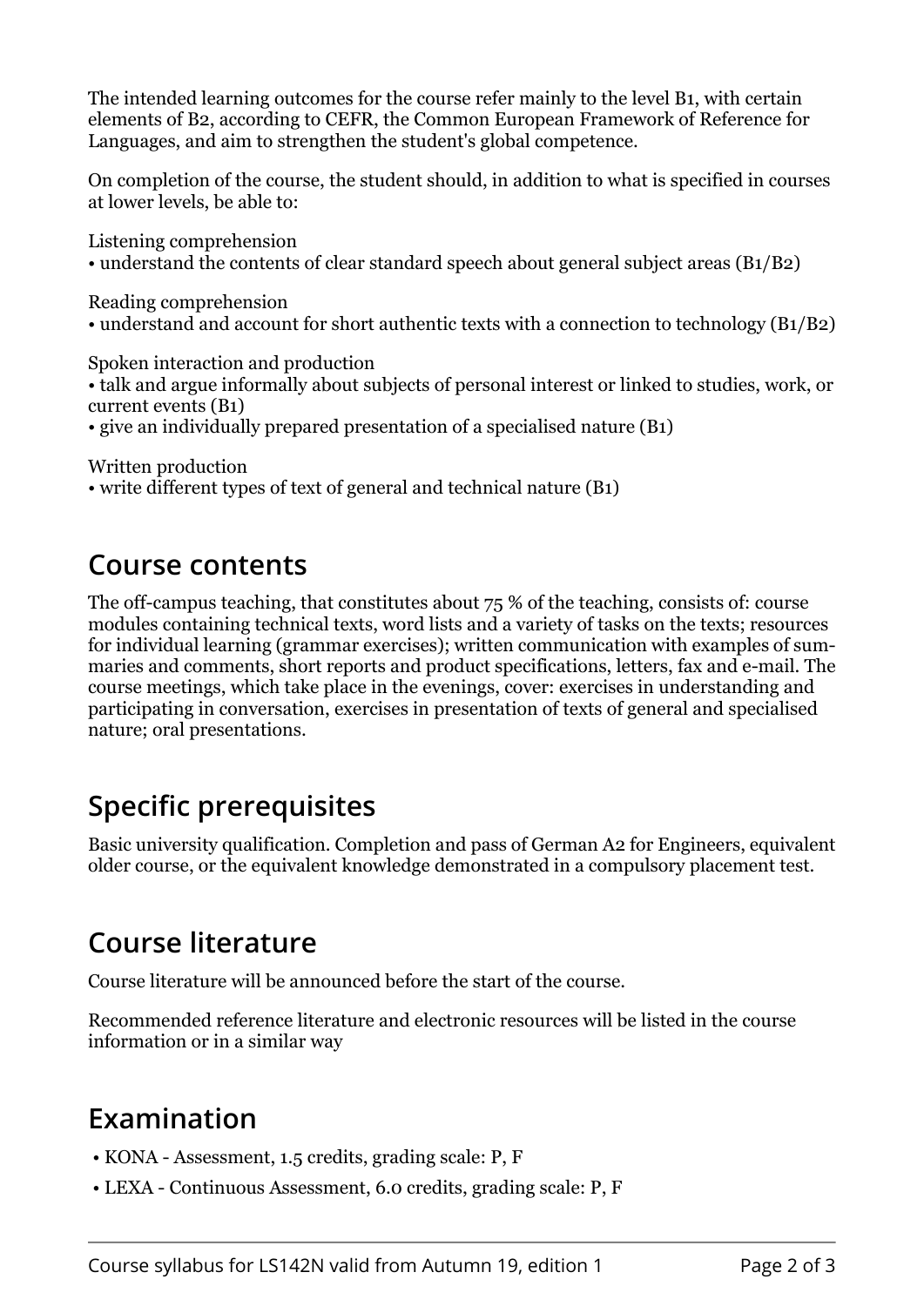The intended learning outcomes for the course refer mainly to the level B1, with certain elements of B2, according to CEFR, the Common European Framework of Reference for Languages, and aim to strengthen the student's global competence.

On completion of the course, the student should, in addition to what is specified in courses at lower levels, be able to:

Listening comprehension
• understand the contents of clear standard speech about general subject areas (B1/B2)

Reading comprehension
• understand and account for short authentic texts with a connection to technology (B1/B2)

Spoken interaction and production
• talk and argue informally about subjects of personal interest or linked to studies, work, or current events (B1)
• give an individually prepared presentation of a specialised nature (B1)

Written production
• write different types of text of general and technical nature (B1)

## Course contents

The off-campus teaching, that constitutes about 75 % of the teaching, consists of: course modules containing technical texts, word lists and a variety of tasks on the texts; resources for individual learning (grammar exercises); written communication with examples of summaries and comments, short reports and product specifications, letters, fax and e-mail. The course meetings, which take place in the evenings, cover: exercises in understanding and participating in conversation, exercises in presentation of texts of general and specialised nature; oral presentations.

## Specific prerequisites

Basic university qualification. Completion and pass of German A2 for Engineers, equivalent older course, or the equivalent knowledge demonstrated in a compulsory placement test.

## Course literature

Course literature will be announced before the start of the course.

Recommended reference literature and electronic resources will be listed in the course information or in a similar way

## Examination

- KONA - Assessment, 1.5 credits, grading scale: P, F
- LEXA - Continuous Assessment, 6.0 credits, grading scale: P, F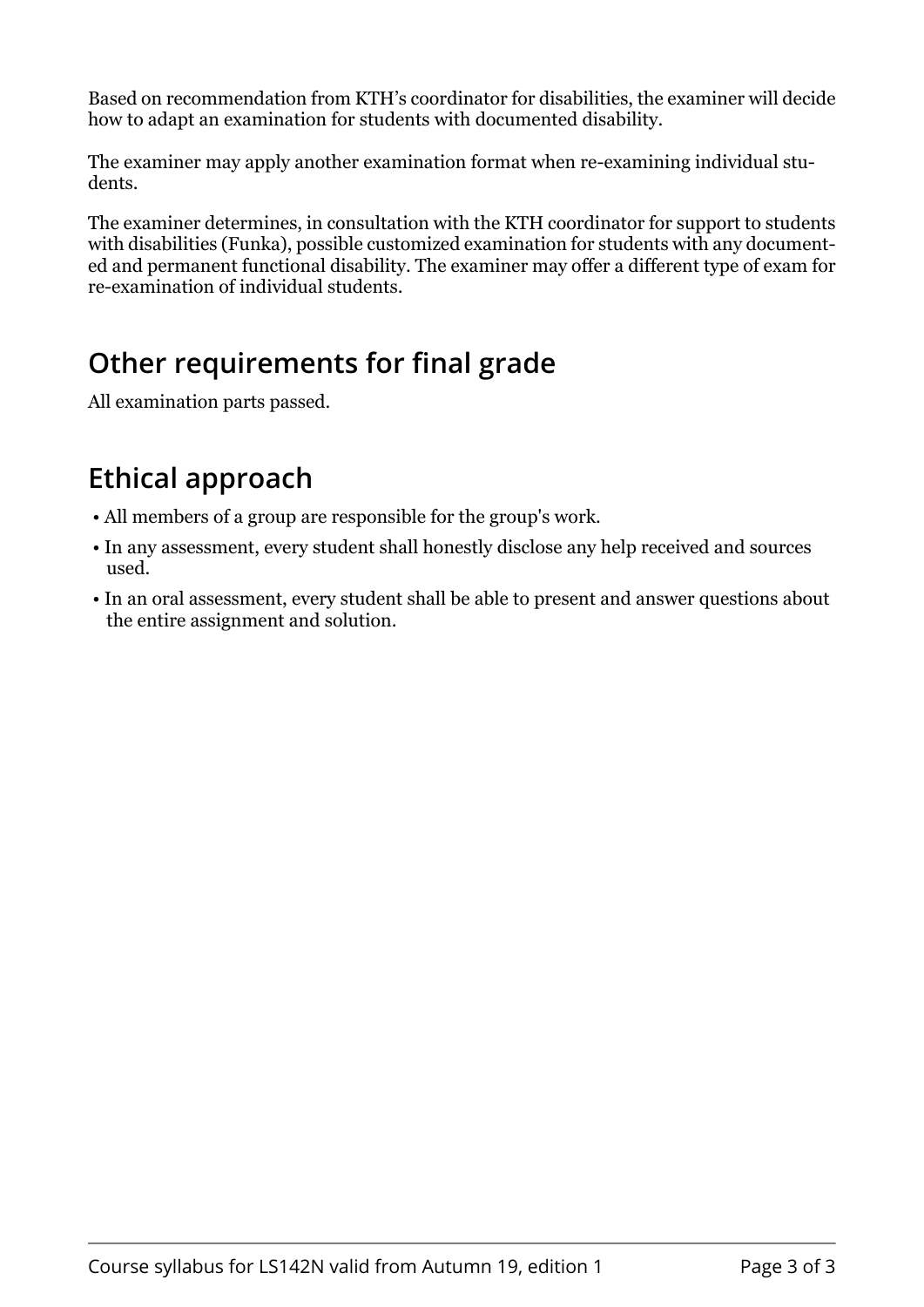Based on recommendation from KTH's coordinator for disabilities, the examiner will decide how to adapt an examination for students with documented disability.

The examiner may apply another examination format when re-examining individual students.

The examiner determines, in consultation with the KTH coordinator for support to students with disabilities (Funka), possible customized examination for students with any documented and permanent functional disability. The examiner may offer a different type of exam for re-examination of individual students.

## Other requirements for final grade

All examination parts passed.

## Ethical approach

- All members of a group are responsible for the group's work.
- In any assessment, every student shall honestly disclose any help received and sources used.
- In an oral assessment, every student shall be able to present and answer questions about the entire assignment and solution.